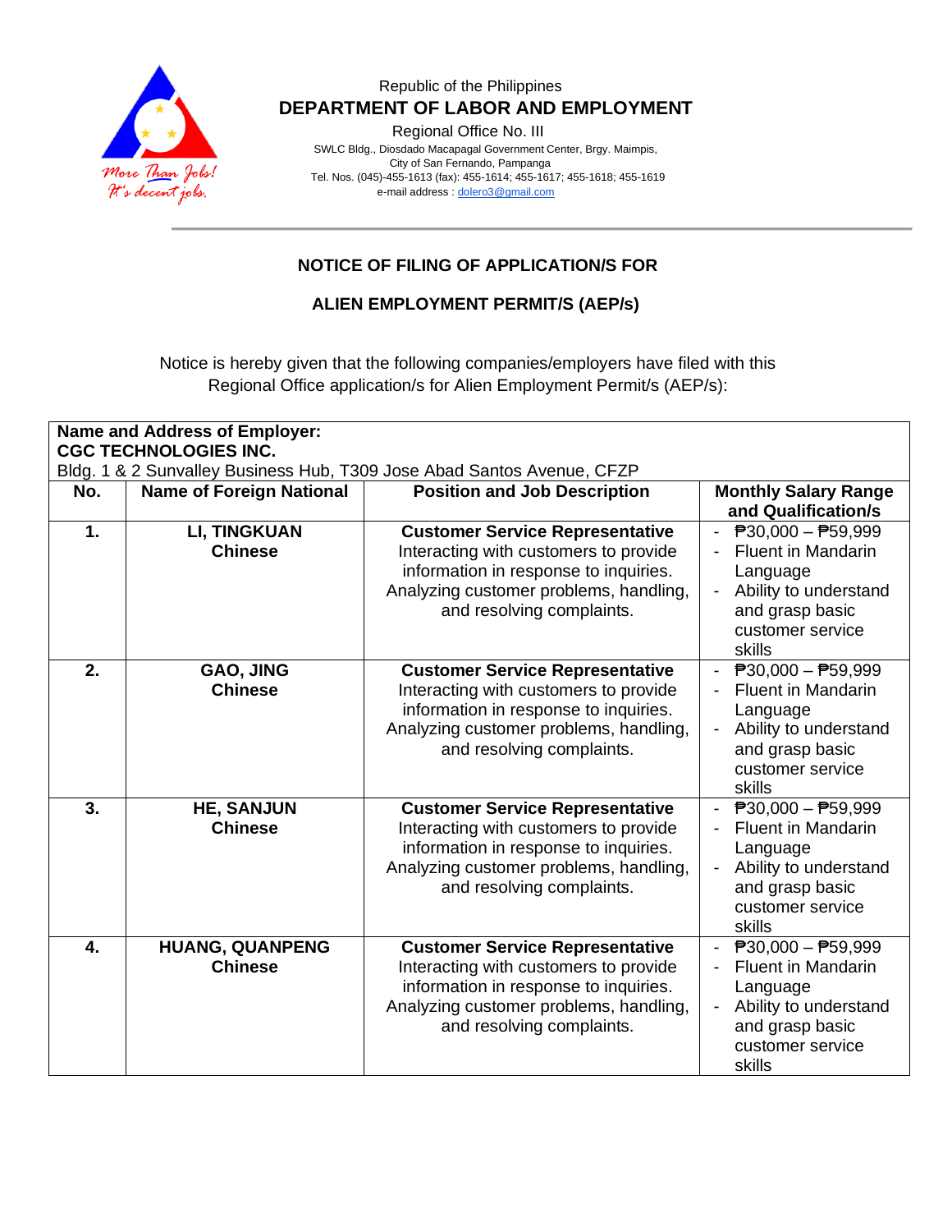Republic of the Philippines

**DEPARTMENT OF LABOR AND EMPLOYMENT**

Regional Office No. III

SWLC Bldg., Diosdado Macapagal Government Center, Brgy. Maimpis,
City of San Fernando, Pampanga
Tel. Nos. (045)-455-1613 (fax): 455-1614; 455-1617; 455-1618; 455-1619
e-mail address : dolero3@gmail.com

More Than Jobs!
It's decent jobs.

## NOTICE OF FILING OF APPLICATION/S FOR

## ALIEN EMPLOYMENT PERMIT/S (AEP/s)

Notice is hereby given that the following companies/employers have filed with this Regional Office application/s for Alien Employment Permit/s (AEP/s):

**Name and Address of Employer:**
**CGC TECHNOLOGIES INC.**
Bldg. 1 & 2 Sunvalley Business Hub, T309 Jose Abad Santos Avenue, CFZP

| No. | Name of Foreign National | Position and Job Description | Monthly Salary Range and Qualification/s |
|---|---|---|---|
| **1.** | **LI, TINGKUAN**<br>**Chinese** | **Customer Service Representative**<br>Interacting with customers to provide information in response to inquiries. Analyzing customer problems, handling, and resolving complaints. | - ₱30,000 – ₱59,999<br>- Fluent in Mandarin Language<br>- Ability to understand and grasp basic customer service skills |
| **2.** | **GAO, JING**<br>**Chinese** | **Customer Service Representative**<br>Interacting with customers to provide information in response to inquiries. Analyzing customer problems, handling, and resolving complaints. | - ₱30,000 – ₱59,999<br>- Fluent in Mandarin Language<br>- Ability to understand and grasp basic customer service skills |
| **3.** | **HE, SANJUN**<br>**Chinese** | **Customer Service Representative**<br>Interacting with customers to provide information in response to inquiries. Analyzing customer problems, handling, and resolving complaints. | - ₱30,000 – ₱59,999<br>- Fluent in Mandarin Language<br>- Ability to understand and grasp basic customer service skills |
| **4.** | **HUANG, QUANPENG**<br>**Chinese** | **Customer Service Representative**<br>Interacting with customers to provide information in response to inquiries. Analyzing customer problems, handling, and resolving complaints. | - ₱30,000 – ₱59,999<br>- Fluent in Mandarin Language<br>- Ability to understand and grasp basic customer service skills |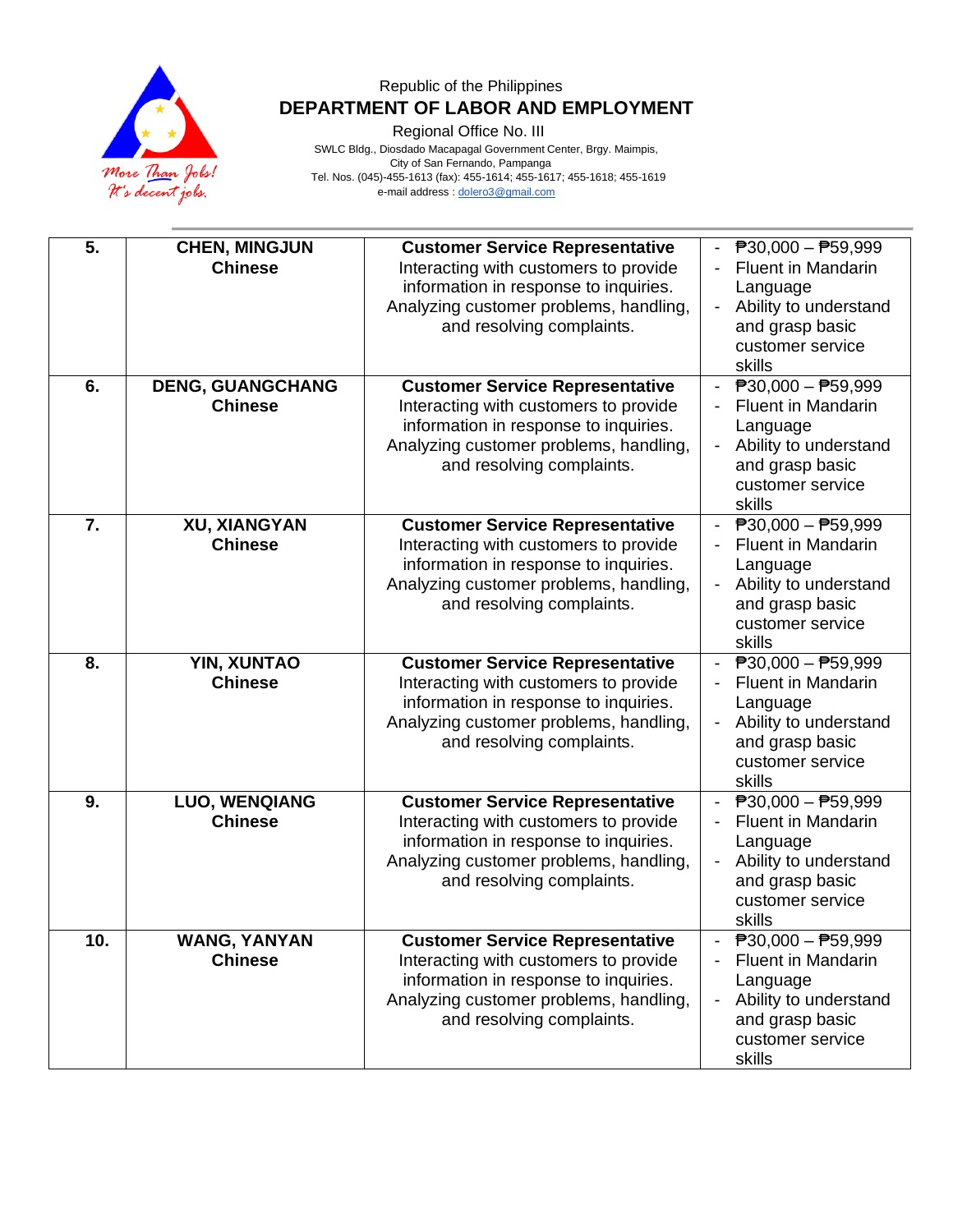Republic of the Philippines
**DEPARTMENT OF LABOR AND EMPLOYMENT**
Regional Office No. III
SWLC Bldg., Diosdado Macapagal Government Center, Brgy. Maimpis,
City of San Fernando, Pampanga
Tel. Nos. (045)-455-1613 (fax): 455-1614; 455-1617; 455-1618; 455-1619
e-mail address : dolero3@gmail.com

| | | | |
|---|---|---|---|
| **5.** | **CHEN, MINGJUN**<br>**Chinese** | **Customer Service Representative**<br>Interacting with customers to provide information in response to inquiries. Analyzing customer problems, handling, and resolving complaints. | - ₱30,000 – ₱59,999<br>- Fluent in Mandarin Language<br>- Ability to understand and grasp basic customer service skills |
| **6.** | **DENG, GUANGCHANG**<br>**Chinese** | **Customer Service Representative**<br>Interacting with customers to provide information in response to inquiries. Analyzing customer problems, handling, and resolving complaints. | - ₱30,000 – ₱59,999<br>- Fluent in Mandarin Language<br>- Ability to understand and grasp basic customer service skills |
| **7.** | **XU, XIANGYAN**<br>**Chinese** | **Customer Service Representative**<br>Interacting with customers to provide information in response to inquiries. Analyzing customer problems, handling, and resolving complaints. | - ₱30,000 – ₱59,999<br>- Fluent in Mandarin Language<br>- Ability to understand and grasp basic customer service skills |
| **8.** | **YIN, XUNTAO**<br>**Chinese** | **Customer Service Representative**<br>Interacting with customers to provide information in response to inquiries. Analyzing customer problems, handling, and resolving complaints. | - ₱30,000 – ₱59,999<br>- Fluent in Mandarin Language<br>- Ability to understand and grasp basic customer service skills |
| **9.** | **LUO, WENQIANG**<br>**Chinese** | **Customer Service Representative**<br>Interacting with customers to provide information in response to inquiries. Analyzing customer problems, handling, and resolving complaints. | - ₱30,000 – ₱59,999<br>- Fluent in Mandarin Language<br>- Ability to understand and grasp basic customer service skills |
| **10.** | **WANG, YANYAN**<br>**Chinese** | **Customer Service Representative**<br>Interacting with customers to provide information in response to inquiries. Analyzing customer problems, handling, and resolving complaints. | - ₱30,000 – ₱59,999<br>- Fluent in Mandarin Language<br>- Ability to understand and grasp basic customer service skills |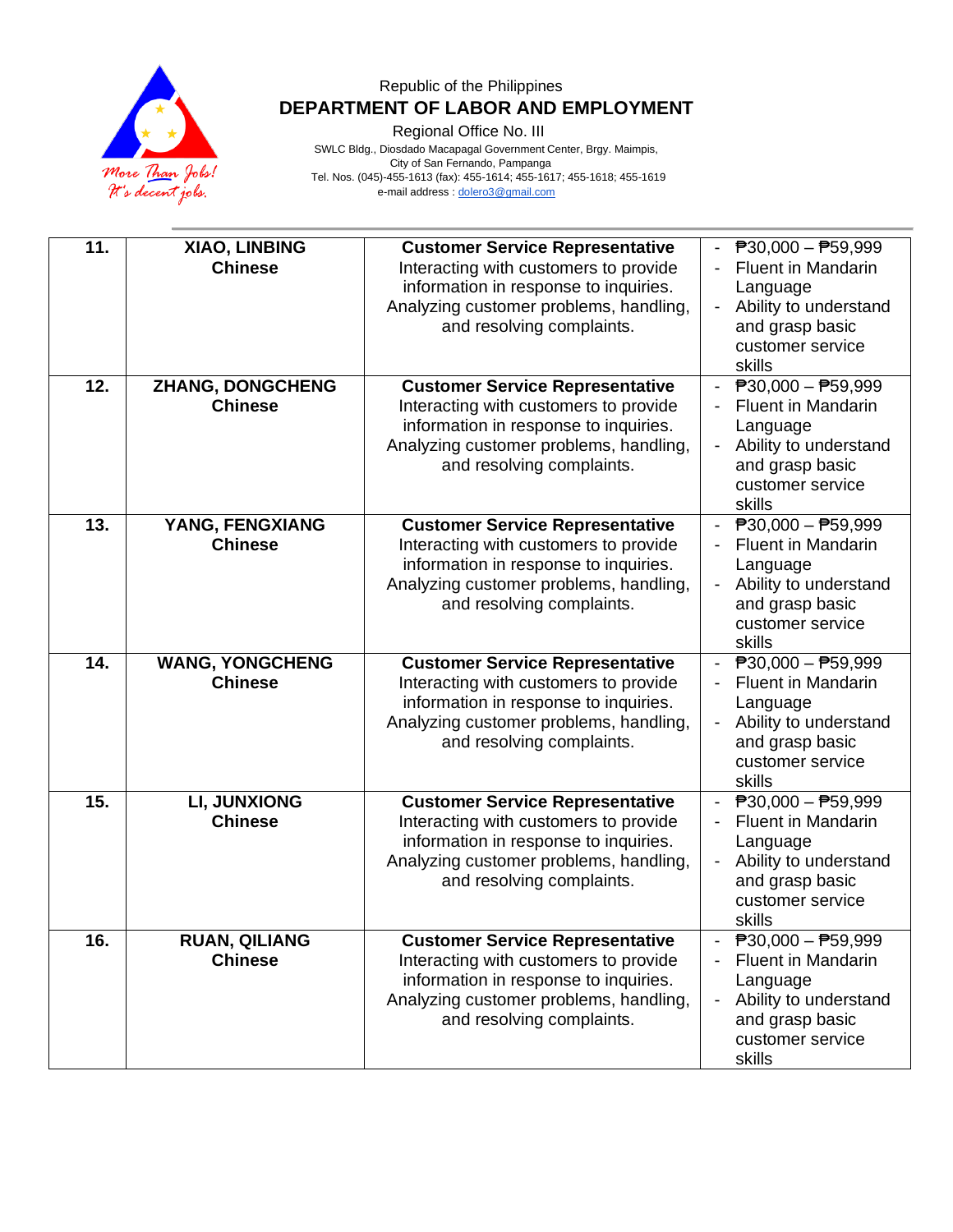Republic of the Philippines
**DEPARTMENT OF LABOR AND EMPLOYMENT**
Regional Office No. III
SWLC Bldg., Diosdado Macapagal Government Center, Brgy. Maimpis,
City of San Fernando, Pampanga
Tel. Nos. (045)-455-1613 (fax): 455-1614; 455-1617; 455-1618; 455-1619
e-mail address : dolero3@gmail.com

| | | | |
|---|---|---|---|
| **11.** | **XIAO, LINBING**<br>**Chinese** | **Customer Service Representative**<br>Interacting with customers to provide information in response to inquiries. Analyzing customer problems, handling, and resolving complaints. | - ₱30,000 – ₱59,999<br>- Fluent in Mandarin Language<br>- Ability to understand and grasp basic customer service skills |
| **12.** | **ZHANG, DONGCHENG**<br>**Chinese** | **Customer Service Representative**<br>Interacting with customers to provide information in response to inquiries. Analyzing customer problems, handling, and resolving complaints. | - ₱30,000 – ₱59,999<br>- Fluent in Mandarin Language<br>- Ability to understand and grasp basic customer service skills |
| **13.** | **YANG, FENGXIANG**<br>**Chinese** | **Customer Service Representative**<br>Interacting with customers to provide information in response to inquiries. Analyzing customer problems, handling, and resolving complaints. | - ₱30,000 – ₱59,999<br>- Fluent in Mandarin Language<br>- Ability to understand and grasp basic customer service skills |
| **14.** | **WANG, YONGCHENG**<br>**Chinese** | **Customer Service Representative**<br>Interacting with customers to provide information in response to inquiries. Analyzing customer problems, handling, and resolving complaints. | - ₱30,000 – ₱59,999<br>- Fluent in Mandarin Language<br>- Ability to understand and grasp basic customer service skills |
| **15.** | **LI, JUNXIONG**<br>**Chinese** | **Customer Service Representative**<br>Interacting with customers to provide information in response to inquiries. Analyzing customer problems, handling, and resolving complaints. | - ₱30,000 – ₱59,999<br>- Fluent in Mandarin Language<br>- Ability to understand and grasp basic customer service skills |
| **16.** | **RUAN, QILIANG**<br>**Chinese** | **Customer Service Representative**<br>Interacting with customers to provide information in response to inquiries. Analyzing customer problems, handling, and resolving complaints. | - ₱30,000 – ₱59,999<br>- Fluent in Mandarin Language<br>- Ability to understand and grasp basic customer service skills |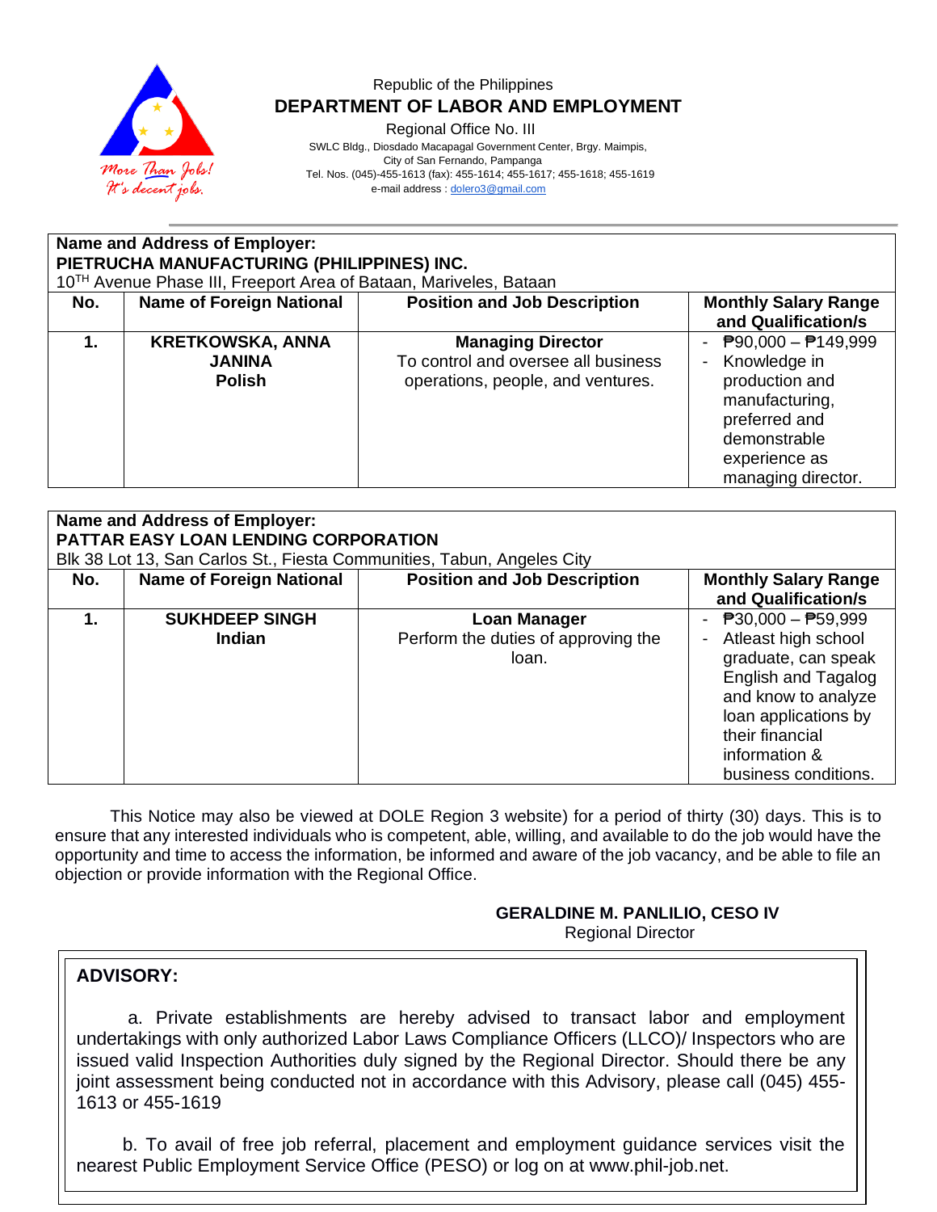Republic of the Philippines

**DEPARTMENT OF LABOR AND EMPLOYMENT**

Regional Office No. III

SWLC Bldg., Diosdado Macapagal Government Center, Brgy. Maimpis,
City of San Fernando, Pampanga
Tel. Nos. (045)-455-1613 (fax): 455-1614; 455-1617; 455-1618; 455-1619
e-mail address : dolero3@gmail.com

More Than Jobs! It's decent jobs.

**Name and Address of Employer:**
**PIETRUCHA MANUFACTURING (PHILIPPINES) INC.**
10TH Avenue Phase III, Freeport Area of Bataan, Mariveles, Bataan

| No. | Name of Foreign National | Position and Job Description | Monthly Salary Range and Qualification/s |
|---|---|---|---|
| **1.** | **KRETKOWSKA, ANNA JANINA**<br>**Polish** | **Managing Director**<br>To control and oversee all business operations, people, and ventures. | - ₱90,000 – ₱149,999<br>- Knowledge in production and manufacturing, preferred and demonstrable experience as managing director. |

**Name and Address of Employer:**
**PATTAR EASY LOAN LENDING CORPORATION**
Blk 38 Lot 13, San Carlos St., Fiesta Communities, Tabun, Angeles City

| No. | Name of Foreign National | Position and Job Description | Monthly Salary Range and Qualification/s |
|---|---|---|---|
| **1.** | **SUKHDEEP SINGH**<br>**Indian** | **Loan Manager**<br>Perform the duties of approving the loan. | - ₱30,000 – ₱59,999<br>- Atleast high school graduate, can speak English and Tagalog and know to analyze loan applications by their financial information & business conditions. |

This Notice may also be viewed at DOLE Region 3 website) for a period of thirty (30) days. This is to ensure that any interested individuals who is competent, able, willing, and available to do the job would have the opportunity and time to access the information, be informed and aware of the job vacancy, and be able to file an objection or provide information with the Regional Office.

**GERALDINE M. PANLILIO, CESO IV**
Regional Director

**ADVISORY:**

a. Private establishments are hereby advised to transact labor and employment undertakings with only authorized Labor Laws Compliance Officers (LLCO)/ Inspectors who are issued valid Inspection Authorities duly signed by the Regional Director. Should there be any joint assessment being conducted not in accordance with this Advisory, please call (045) 455-1613 or 455-1619

b. To avail of free job referral, placement and employment guidance services visit the nearest Public Employment Service Office (PESO) or log on at www.phil-job.net.